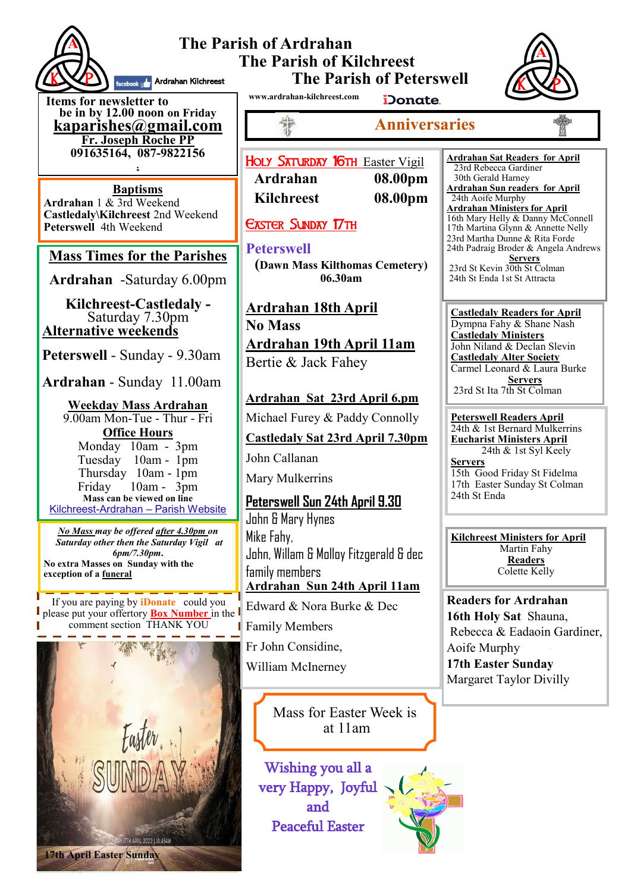# The Parish of Ardrahan
# The Parish of Kilchreest
# The Parish of Peterswell

www.ardrahan-kilchreest.com

iDonate.

Ardrahan Kilchreest

**Items for newsletter to be in by 12.00 noon on Friday**
**kaparishes@gmail.com**
**Fr. Joseph Roche PP**
**091635164, 087-9822156**

**Baptisms**
**Ardrahan** 1 & 3rd Weekend
**Castledaly\Kilchreest** 2nd Weekend
**Peterswell** 4th Weekend

## Mass Times for the Parishes

**Ardrahan** -Saturday 6.00pm

**Kilchreest-Castledaly** - Saturday 7.30pm
**Alternative weekends**

**Peterswell** - Sunday - 9.30am

**Ardrahan** - Sunday 11.00am

**Weekday Mass Ardrahan**
9.00am Mon-Tue - Thur - Fri

**Office Hours**
Monday 10am - 3pm
Tuesday 10am - 1pm
Thursday 10am - 1pm
Friday 10am - 3pm

**Mass can be viewed on line**
Kilchreest-Ardrahan – Parish Website

***No Mass may be offered after 4.30pm on Saturday other then the Saturday Vigil at 6pm/7.30pm.***
**No extra Masses on Sunday with the exception of a funeral**

If you are paying by **iDonate** could you please put your offertory **Box Number** in the comment section THANK YOU

17th April Easter Sunday

## Anniversaries

**Holy Saturday 16th** Easter Vigil
**Ardrahan 08.00pm**
**Kilchreest 08.00pm**

**Easter Sunday 17th**

**Peterswell**
**(Dawn Mass Kilthomas Cemetery) 06.30am**

**Ardrahan 18th April**
**No Mass**

**Ardrahan 19th April 11am**
Bertie & Jack Fahey

**Ardrahan Sat 23rd April 6.pm**
Michael Furey & Paddy Connolly

**Castledaly Sat 23rd April 7.30pm**
John Callanan
Mary Mulkerrins

**Peterswell Sun 24th April 9.30**
John & Mary Hynes
Mike Fahy,
John, Willam & Molloy Fitzgerald & dec family members

**Ardrahan Sun 24th April 11am**
Edward & Nora Burke & Dec
Family Members
Fr John Considine,
William McInerney

Mass for Easter Week is at 11am

Wishing you all a very Happy, Joyful and Peaceful Easter

**Ardrahan Sat Readers for April**
23rd Rebecca Gardiner
30th Gerald Harney

**Ardrahan Sun readers for April**
24th Aoife Murphy

**Ardrahan Ministers for April**
16th Mary Helly & Danny McConnell
17th Martina Glynn & Annette Nelly
23rd Martha Dunne & Rita Forde
24th Padraig Broder & Angela Andrews

**Servers**
23rd St Kevin 30th St Colman
24th St Enda 1st St Attracta

**Castledaly Readers for April**
Dympna Fahy & Shane Nash

**Castledaly Ministers**
John Niland & Declan Slevin

**Castledaly Alter Society**
Carmel Leonard & Laura Burke

**Servers**
23rd St Ita 7th St Colman

**Peterswell Readers April**
24th & 1st Bernard Mulkerrins

**Eucharist Ministers April**
24th & 1st Syl Keely

**Servers**
15th Good Friday St Fidelma
17th Easter Sunday St Colman
24th St Enda

**Kilchreest Ministers for April**
Martin Fahy

**Readers**
Colette Kelly

**Readers for Ardrahan**
**16th Holy Sat** Shauna, Rebecca & Eadaoin Gardiner, Aoife Murphy
**17th Easter Sunday**
Margaret Taylor Divilly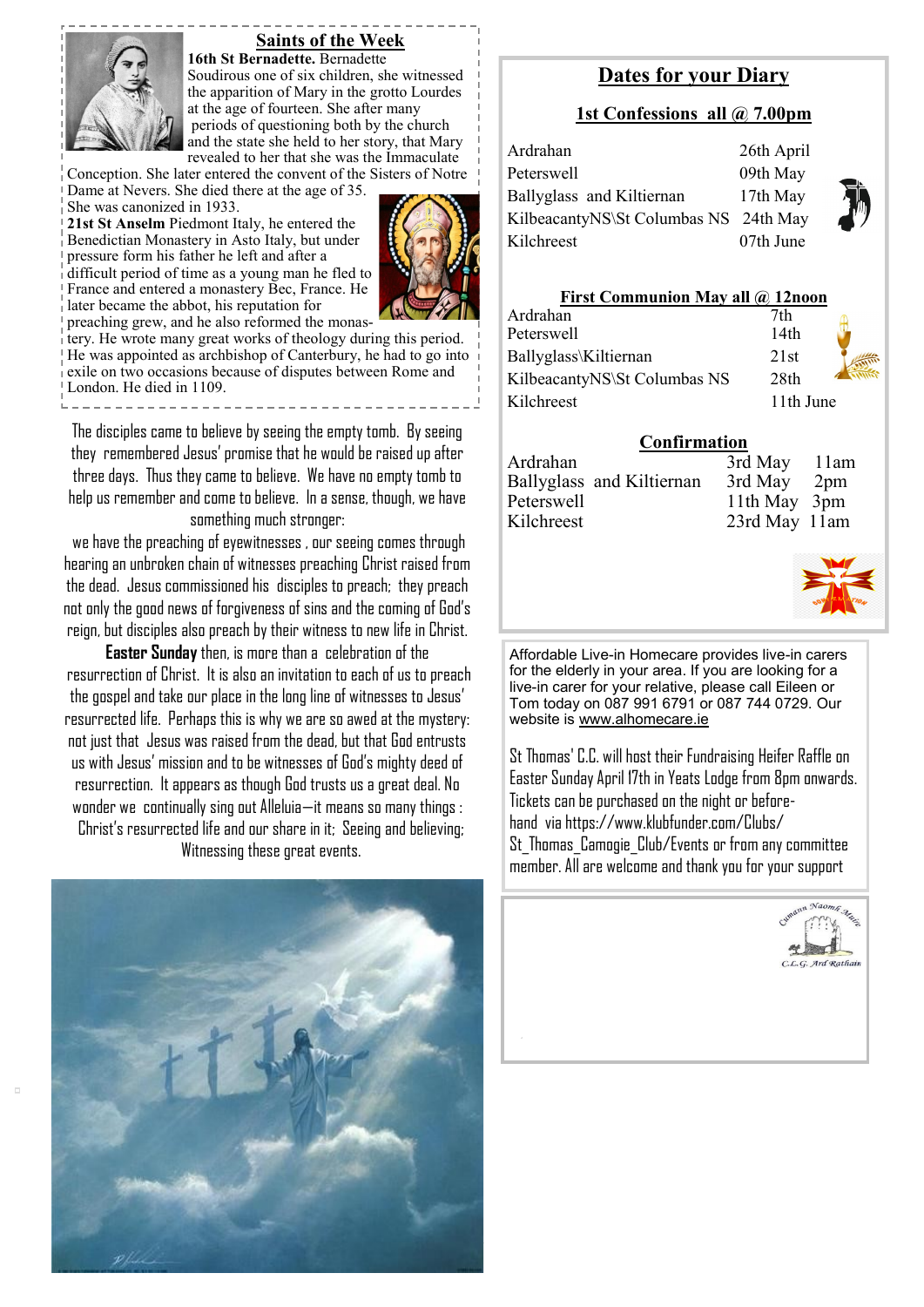## Saints of the Week

**16th St Bernadette.** Bernadette Soudirous one of six children, she witnessed the apparition of Mary in the grotto Lourdes at the age of fourteen. She after many periods of questioning both by the church and the state she held to her story, that Mary revealed to her that she was the Immaculate Conception. She later entered the convent of the Sisters of Notre Dame at Nevers. She died there at the age of 35. She was canonized in 1933.

**21st St Anselm** Piedmont Italy, he entered the Benedictian Monastery in Asto Italy, but under pressure form his father he left and after a difficult period of time as a young man he fled to France and entered a monastery Bec, France. He later became the abbot, his reputation for preaching grew, and he also reformed the monastery. He wrote many great works of theology during this period. He was appointed as archbishop of Canterbury, he had to go into exile on two occasions because of disputes between Rome and London. He died in 1109.

The disciples came to believe by seeing the empty tomb. By seeing they remembered Jesus' promise that he would be raised up after three days. Thus they came to believe. We have no empty tomb to help us remember and come to believe. In a sense, though, we have something much stronger:

we have the preaching of eyewitnesses , our seeing comes through hearing an unbroken chain of witnesses preaching Christ raised from the dead. Jesus commissioned his disciples to preach; they preach not only the good news of forgiveness of sins and the coming of God's reign, but disciples also preach by their witness to new life in Christ.

**Easter Sunday** then, is more than a celebration of the resurrection of Christ. It is also an invitation to each of us to preach the gospel and take our place in the long line of witnesses to Jesus' resurrected life. Perhaps this is why we are so awed at the mystery: not just that Jesus was raised from the dead, but that God entrusts us with Jesus' mission and to be witnesses of God's mighty deed of resurrection. It appears as though God trusts us a great deal. No wonder we continually sing out Alleluia—it means so many things : Christ's resurrected life and our share in it; Seeing and believing; Witnessing these great events.

## Dates for your Diary

### 1st Confessions all @ 7.00pm

| | |
|---|---|
| Ardrahan | 26th April |
| Peterswell | 09th May |
| Ballyglass and Kiltiernan | 17th May |
| KilbeacantyNS\St Columbas NS | 24th May |
| Kilchreest | 07th June |

### First Communion May all @ 12noon

| | |
|---|---|
| Ardrahan | 7th |
| Peterswell | 14th |
| Ballyglass\Kiltiernan | 21st |
| KilbeacantyNS\St Columbas NS | 28th |
| Kilchreest | 11th June |

### Confirmation

| | | |
|---|---|---|
| Ardrahan | 3rd May | 11am |
| Ballyglass and Kiltiernan | 3rd May | 2pm |
| Peterswell | 11th May | 3pm |
| Kilchreest | 23rd May | 11am |

Affordable Live-in Homecare provides live-in carers for the elderly in your area. If you are looking for a live-in carer for your relative, please call Eileen or Tom today on 087 991 6791 or 087 744 0729. Our website is www.alhomecare.ie

St Thomas' C.C. will host their Fundraising Heifer Raffle on Easter Sunday April 17th in Yeats Lodge from 8pm onwards. Tickets can be purchased on the night or before-hand via https://www.klubfunder.com/Clubs/St_Thomas_Camogie_Club/Events or from any committee member. All are welcome and thank you for your support

Cumann Naomh Muire
C.L.G. Ard Rathain